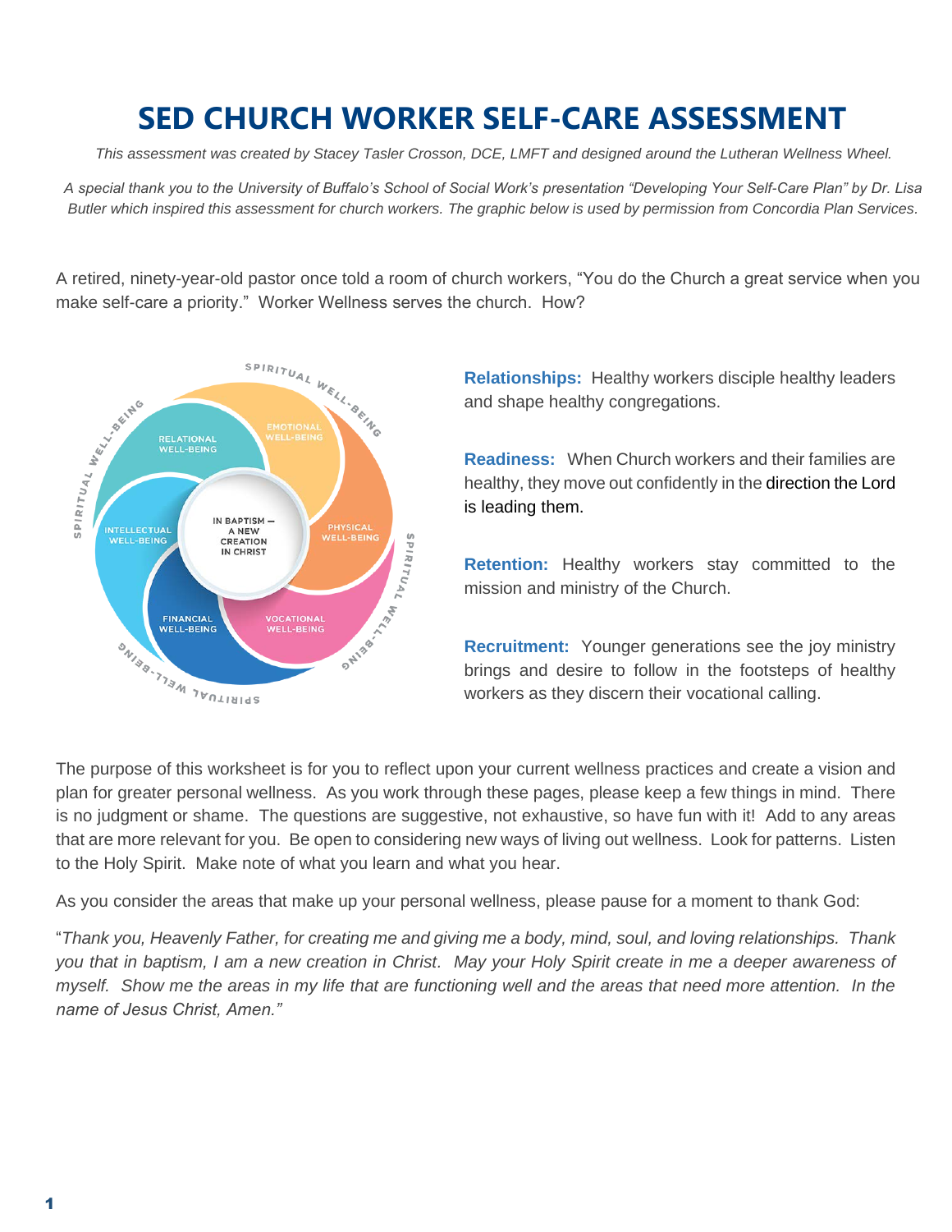# SED CHURCH WORKER SELF-CARE ASSESSMENT

*This assessment was created by Stacey Tasler Crosson, DCE, LMFT and designed around the Lutheran Wellness Wheel.*

*A special thank you to the University of Buffalo's School of Social Work's presentation "Developing Your Self-Care Plan" by Dr. Lisa Butler which inspired this assessment for church workers. The graphic below is used by permission from Concordia Plan Services.*

A retired, ninety-year-old pastor once told a room of church workers, "You do the Church a great service when you make self-care a priority." Worker Wellness serves the church. How?

**Relationships:** Healthy workers disciple healthy leaders and shape healthy congregations.

**Readiness:** When Church workers and their families are healthy, they move out confidently in the direction the Lord is leading them.

**Retention:** Healthy workers stay committed to the mission and ministry of the Church.

**Recruitment:** Younger generations see the joy ministry brings and desire to follow in the footsteps of healthy workers as they discern their vocational calling.

The purpose of this worksheet is for you to reflect upon your current wellness practices and create a vision and plan for greater personal wellness. As you work through these pages, please keep a few things in mind. There is no judgment or shame. The questions are suggestive, not exhaustive, so have fun with it! Add to any areas that are more relevant for you. Be open to considering new ways of living out wellness. Look for patterns. Listen to the Holy Spirit. Make note of what you learn and what you hear.

As you consider the areas that make up your personal wellness, please pause for a moment to thank God:

"*Thank you, Heavenly Father, for creating me and giving me a body, mind, soul, and loving relationships. Thank you that in baptism, I am a new creation in Christ. May your Holy Spirit create in me a deeper awareness of myself. Show me the areas in my life that are functioning well and the areas that need more attention. In the name of Jesus Christ, Amen."*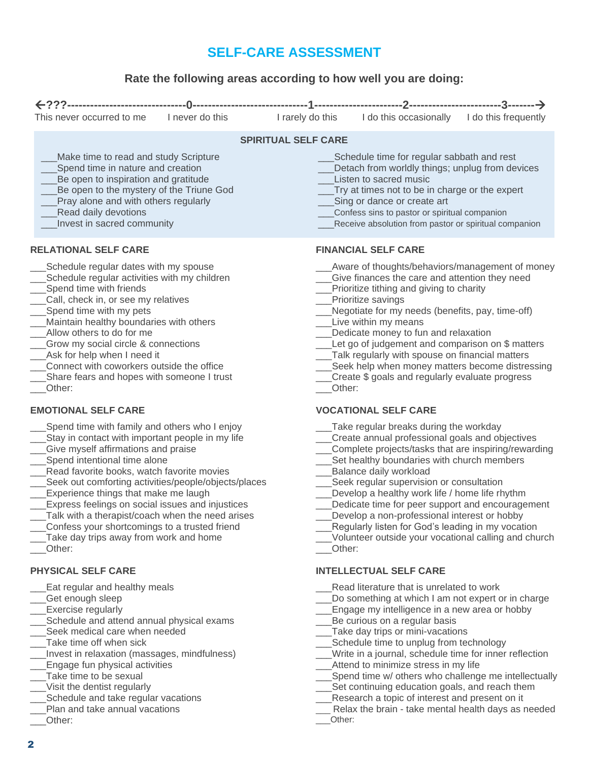# SELF-CARE ASSESSMENT

**Rate the following areas according to how well you are doing:**

| ←???-------------------------------- | 0------------------------------ | 1---------------------- | 2----------------------- | 3-------→ |
|---|---|---|---|---|
| This never occurred to me | I never do this | I rarely do this | I do this occasionally | I do this frequently |

## SPIRITUAL SELF CARE

___Make time to read and study Scripture
___Spend time in nature and creation
___Be open to inspiration and gratitude
___Be open to the mystery of the Triune God
___Pray alone and with others regularly
___Read daily devotions
___Invest in sacred community
___Schedule time for regular sabbath and rest
___Detach from worldly things; unplug from devices
___Listen to sacred music
___Try at times not to be in charge or the expert
___Sing or dance or create art
___Confess sins to pastor or spiritual companion
___Receive absolution from pastor or spiritual companion

## RELATIONAL SELF CARE

___Schedule regular dates with my spouse
___Schedule regular activities with my children
___Spend time with friends
___Call, check in, or see my relatives
___Spend time with my pets
___Maintain healthy boundaries with others
___Allow others to do for me
___Grow my social circle & connections
___Ask for help when I need it
___Connect with coworkers outside the office
___Share fears and hopes with someone I trust
___Other:

## EMOTIONAL SELF CARE

___Spend time with family and others who I enjoy
___Stay in contact with important people in my life
___Give myself affirmations and praise
___Spend intentional time alone
___Read favorite books, watch favorite movies
___Seek out comforting activities/people/objects/places
___Experience things that make me laugh
___Express feelings on social issues and injustices
___Talk with a therapist/coach when the need arises
___Confess your shortcomings to a trusted friend
___Take day trips away from work and home
___Other:

## PHYSICAL SELF CARE

___Eat regular and healthy meals
___Get enough sleep
___Exercise regularly
___Schedule and attend annual physical exams
___Seek medical care when needed
___Take time off when sick
___Invest in relaxation (massages, mindfulness)
___Engage fun physical activities
___Take time to be sexual
___Visit the dentist regularly
___Schedule and take regular vacations
___Plan and take annual vacations
___Other:

## FINANCIAL SELF CARE

___Aware of thoughts/behaviors/management of money
___Give finances the care and attention they need
___Prioritize tithing and giving to charity
___Prioritize savings
___Negotiate for my needs (benefits, pay, time-off)
___Live within my means
___Dedicate money to fun and relaxation
___Let go of judgement and comparison on $ matters
___Talk regularly with spouse on financial matters
___Seek help when money matters become distressing
___Create $ goals and regularly evaluate progress
___Other:

## VOCATIONAL SELF CARE

___Take regular breaks during the workday
___Create annual professional goals and objectives
___Complete projects/tasks that are inspiring/rewarding
___Set healthy boundaries with church members
___Balance daily workload
___Seek regular supervision or consultation
___Develop a healthy work life / home life rhythm
___Dedicate time for peer support and encouragement
___Develop a non-professional interest or hobby
___Regularly listen for God's leading in my vocation
___Volunteer outside your vocational calling and church
___Other:

## INTELLECTUAL SELF CARE

___Read literature that is unrelated to work
___Do something at which I am not expert or in charge
___Engage my intelligence in a new area or hobby
___Be curious on a regular basis
___Take day trips or mini-vacations
___Schedule time to unplug from technology
___Write in a journal, schedule time for inner reflection
___Attend to minimize stress in my life
___Spend time w/ others who challenge me intellectually
___Set continuing education goals, and reach them
___Research a topic of interest and present on it
___ Relax the brain - take mental health days as needed
___Other: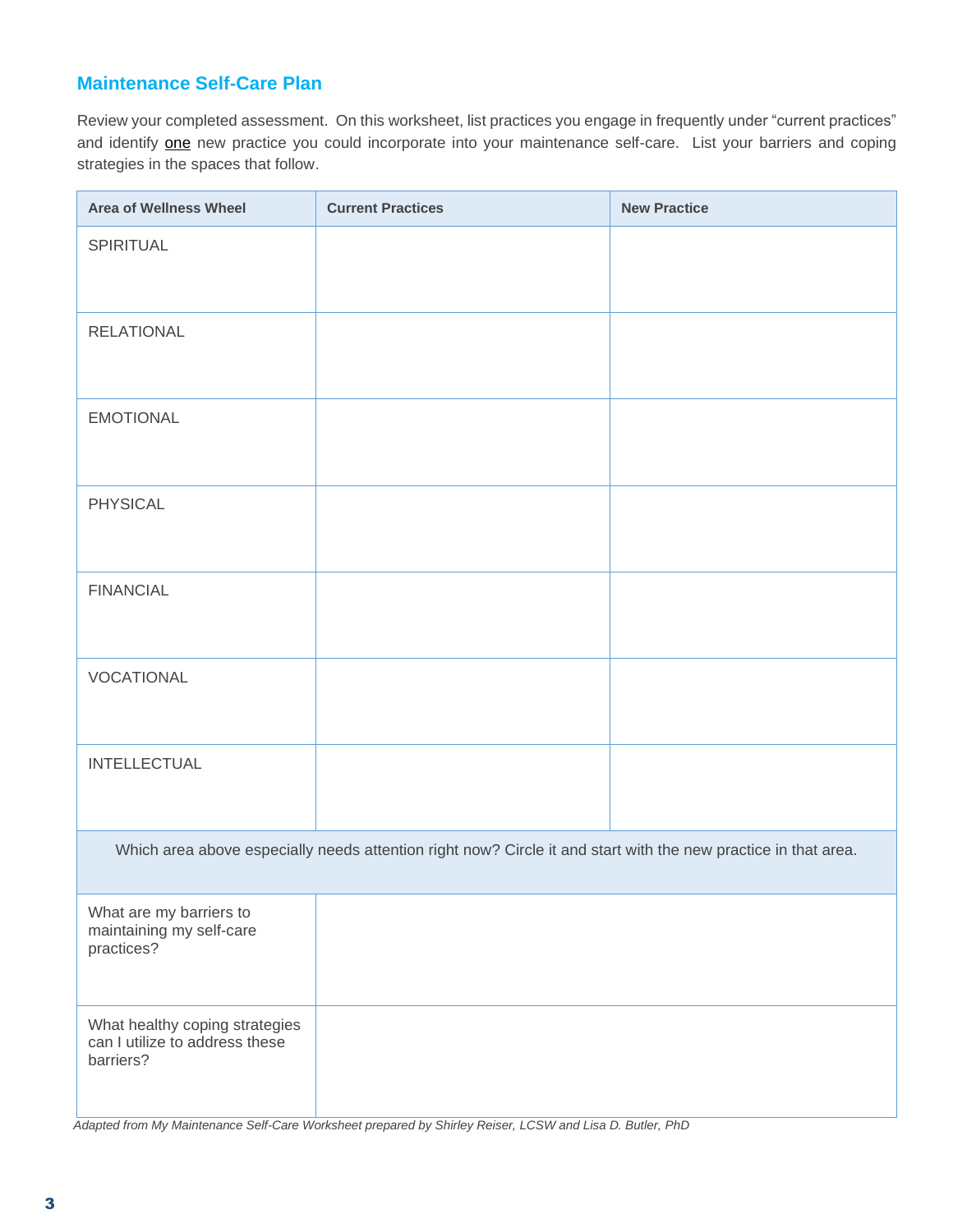## Maintenance Self-Care Plan

Review your completed assessment. On this worksheet, list practices you engage in frequently under "current practices" and identify <u>one</u> new practice you could incorporate into your maintenance self-care. List your barriers and coping strategies in the spaces that follow.

| Area of Wellness Wheel | Current Practices | New Practice |
|---|---|---|
| SPIRITUAL | | |
| RELATIONAL | | |
| EMOTIONAL | | |
| PHYSICAL | | |
| FINANCIAL | | |
| VOCATIONAL | | |
| INTELLECTUAL | | |
| Which area above especially needs attention right now? Circle it and start with the new practice in that area. | | |
| What are my barriers to maintaining my self-care practices? | | |
| What healthy coping strategies can I utilize to address these barriers? | | |

*Adapted from My Maintenance Self-Care Worksheet prepared by Shirley Reiser, LCSW and Lisa D. Butler, PhD*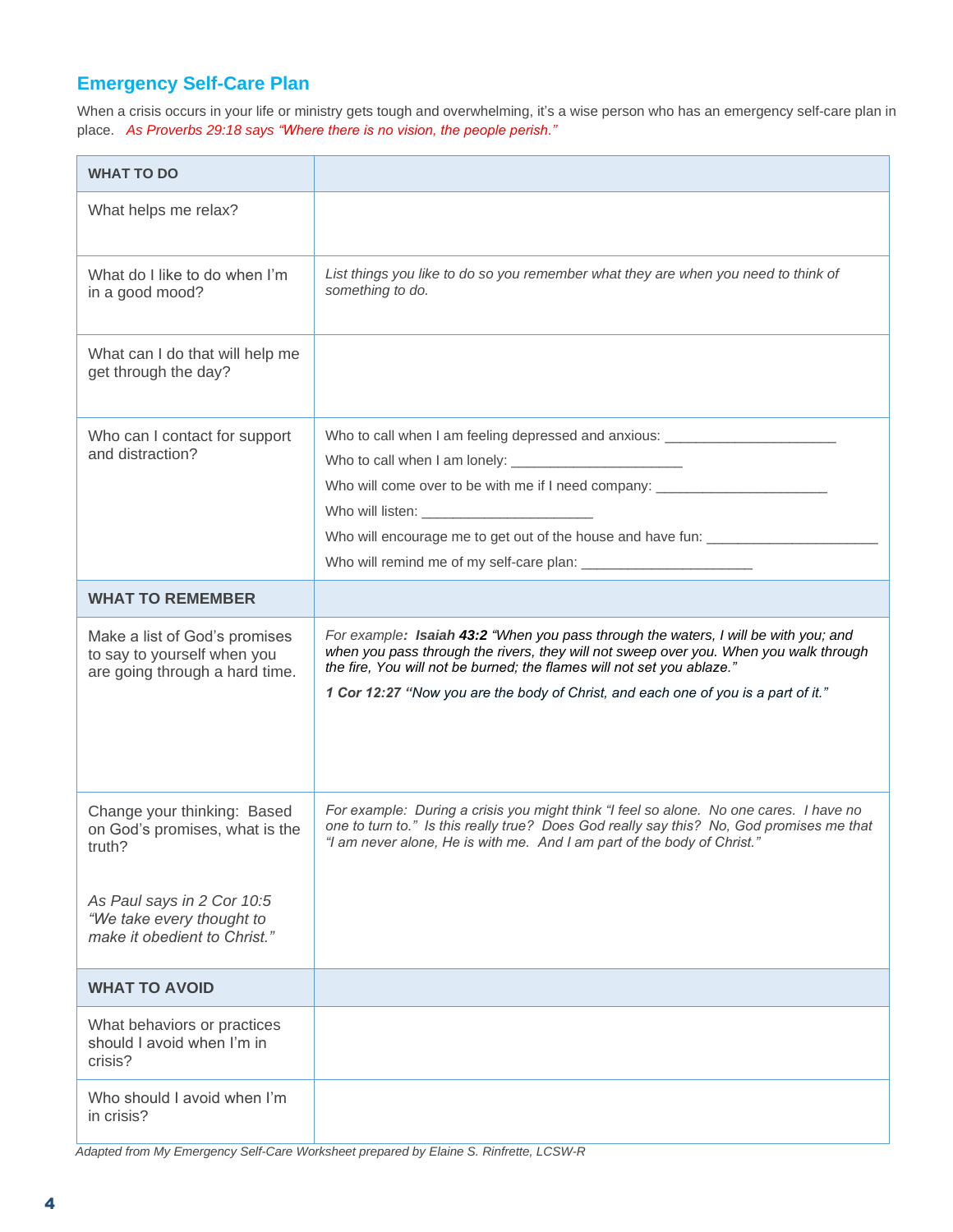## Emergency Self-Care Plan

When a crisis occurs in your life or ministry gets tough and overwhelming, it's a wise person who has an emergency self-care plan in place. *As Proverbs 29:18 says "Where there is no vision, the people perish."*

| **WHAT TO DO** | |
|---|---|
| What helps me relax? | |
| What do I like to do when I'm in a good mood? | *List things you like to do so you remember what they are when you need to think of something to do.* |
| What can I do that will help me get through the day? | |
| Who can I contact for support and distraction? | Who to call when I am feeling depressed and anxious: ______________________<br>Who to call when I am lonely: ______________________<br>Who will come over to be with me if I need company: ______________________<br>Who will listen: ______________________<br>Who will encourage me to get out of the house and have fun: ______________________<br>Who will remind me of my self-care plan: ______________________ |
| **WHAT TO REMEMBER** | |
| Make a list of God's promises to say to yourself when you are going through a hard time. | *For example**: Isaiah 43:2** "When you pass through the waters, I will be with you; and when you pass through the rivers, they will not sweep over you. When you walk through the fire, You will not be burned; the flames will not set you ablaze."*<br>***1 Cor 12:27** "Now you are the body of Christ, and each one of you is a part of it."* |
| Change your thinking: Based on God's promises, what is the truth?<br><br>*As Paul says in 2 Cor 10:5 "We take every thought to make it obedient to Christ."* | *For example: During a crisis you might think "I feel so alone. No one cares. I have no one to turn to." Is this really true? Does God really say this? No, God promises me that "I am never alone, He is with me. And I am part of the body of Christ."* |
| **WHAT TO AVOID** | |
| What behaviors or practices should I avoid when I'm in crisis? | |
| Who should I avoid when I'm in crisis? | |

*Adapted from My Emergency Self-Care Worksheet prepared by Elaine S. Rinfrette, LCSW-R*